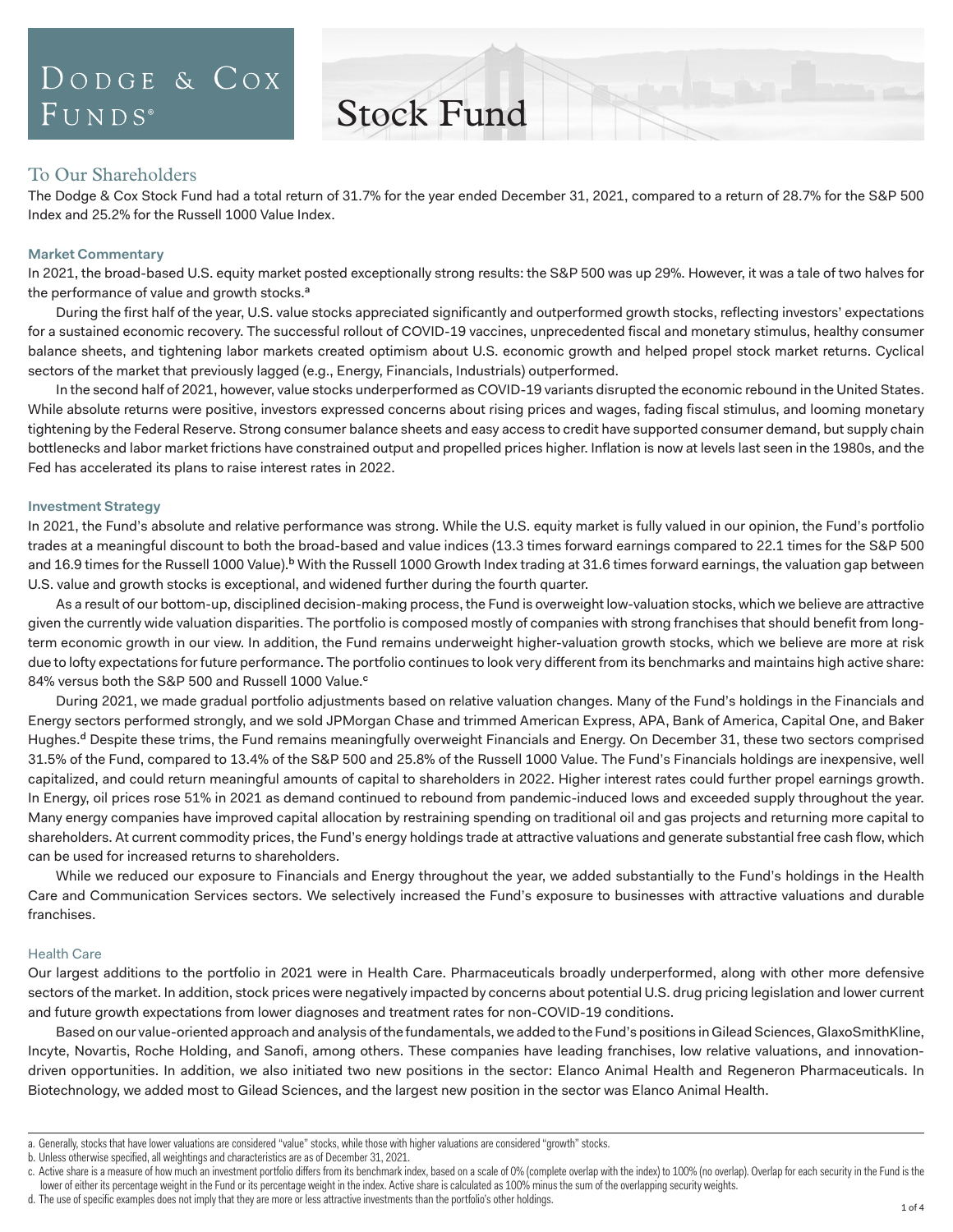# Dodge & Cox Funds®

# Stock Fund

## To Our Shareholders

The Dodge & Cox Stock Fund had a total return of 31.7% for the year ended December 31, 2021, compared to a return of 28.7% for the S&P 500 Index and 25.2% for the Russell 1000 Value Index.

### Market Commentary

In 2021, the broad-based U.S. equity market posted exceptionally strong results: the S&P 500 was up 29%. However, it was a tale of two halves for the performance of value and growth stocks.[a]

During the first half of the year, U.S. value stocks appreciated significantly and outperformed growth stocks, reflecting investors' expectations for a sustained economic recovery. The successful rollout of COVID-19 vaccines, unprecedented fiscal and monetary stimulus, healthy consumer balance sheets, and tightening labor markets created optimism about U.S. economic growth and helped propel stock market returns. Cyclical sectors of the market that previously lagged (e.g., Energy, Financials, Industrials) outperformed.

In the second half of 2021, however, value stocks underperformed as COVID-19 variants disrupted the economic rebound in the United States. While absolute returns were positive, investors expressed concerns about rising prices and wages, fading fiscal stimulus, and looming monetary tightening by the Federal Reserve. Strong consumer balance sheets and easy access to credit have supported consumer demand, but supply chain bottlenecks and labor market frictions have constrained output and propelled prices higher. Inflation is now at levels last seen in the 1980s, and the Fed has accelerated its plans to raise interest rates in 2022.

### Investment Strategy

In 2021, the Fund's absolute and relative performance was strong. While the U.S. equity market is fully valued in our opinion, the Fund's portfolio trades at a meaningful discount to both the broad-based and value indices (13.3 times forward earnings compared to 22.1 times for the S&P 500 and 16.9 times for the Russell 1000 Value).[b] With the Russell 1000 Growth Index trading at 31.6 times forward earnings, the valuation gap between U.S. value and growth stocks is exceptional, and widened further during the fourth quarter.

As a result of our bottom-up, disciplined decision-making process, the Fund is overweight low-valuation stocks, which we believe are attractive given the currently wide valuation disparities. The portfolio is composed mostly of companies with strong franchises that should benefit from long-term economic growth in our view. In addition, the Fund remains underweight higher-valuation growth stocks, which we believe are more at risk due to lofty expectations for future performance. The portfolio continues to look very different from its benchmarks and maintains high active share: 84% versus both the S&P 500 and Russell 1000 Value.[c]

During 2021, we made gradual portfolio adjustments based on relative valuation changes. Many of the Fund's holdings in the Financials and Energy sectors performed strongly, and we sold JPMorgan Chase and trimmed American Express, APA, Bank of America, Capital One, and Baker Hughes.[d] Despite these trims, the Fund remains meaningfully overweight Financials and Energy. On December 31, these two sectors comprised 31.5% of the Fund, compared to 13.4% of the S&P 500 and 25.8% of the Russell 1000 Value. The Fund's Financials holdings are inexpensive, well capitalized, and could return meaningful amounts of capital to shareholders in 2022. Higher interest rates could further propel earnings growth. In Energy, oil prices rose 51% in 2021 as demand continued to rebound from pandemic-induced lows and exceeded supply throughout the year. Many energy companies have improved capital allocation by restraining spending on traditional oil and gas projects and returning more capital to shareholders. At current commodity prices, the Fund's energy holdings trade at attractive valuations and generate substantial free cash flow, which can be used for increased returns to shareholders.

While we reduced our exposure to Financials and Energy throughout the year, we added substantially to the Fund's holdings in the Health Care and Communication Services sectors. We selectively increased the Fund's exposure to businesses with attractive valuations and durable franchises.

#### Health Care

Our largest additions to the portfolio in 2021 were in Health Care. Pharmaceuticals broadly underperformed, along with other more defensive sectors of the market. In addition, stock prices were negatively impacted by concerns about potential U.S. drug pricing legislation and lower current and future growth expectations from lower diagnoses and treatment rates for non-COVID-19 conditions.

Based on our value-oriented approach and analysis of the fundamentals, we added to the Fund's positions in Gilead Sciences, GlaxoSmithKline, Incyte, Novartis, Roche Holding, and Sanofi, among others. These companies have leading franchises, low relative valuations, and innovation-driven opportunities. In addition, we also initiated two new positions in the sector: Elanco Animal Health and Regeneron Pharmaceuticals. In Biotechnology, we added most to Gilead Sciences, and the largest new position in the sector was Elanco Animal Health.

---

a. Generally, stocks that have lower valuations are considered "value" stocks, while those with higher valuations are considered "growth" stocks.

b. Unless otherwise specified, all weightings and characteristics are as of December 31, 2021.

c. Active share is a measure of how much an investment portfolio differs from its benchmark index, based on a scale of 0% (complete overlap with the index) to 100% (no overlap). Overlap for each security in the Fund is the lower of either its percentage weight in the Fund or its percentage weight in the index. Active share is calculated as 100% minus the sum of the overlapping security weights.

d. The use of specific examples does not imply that they are more or less attractive investments than the portfolio's other holdings.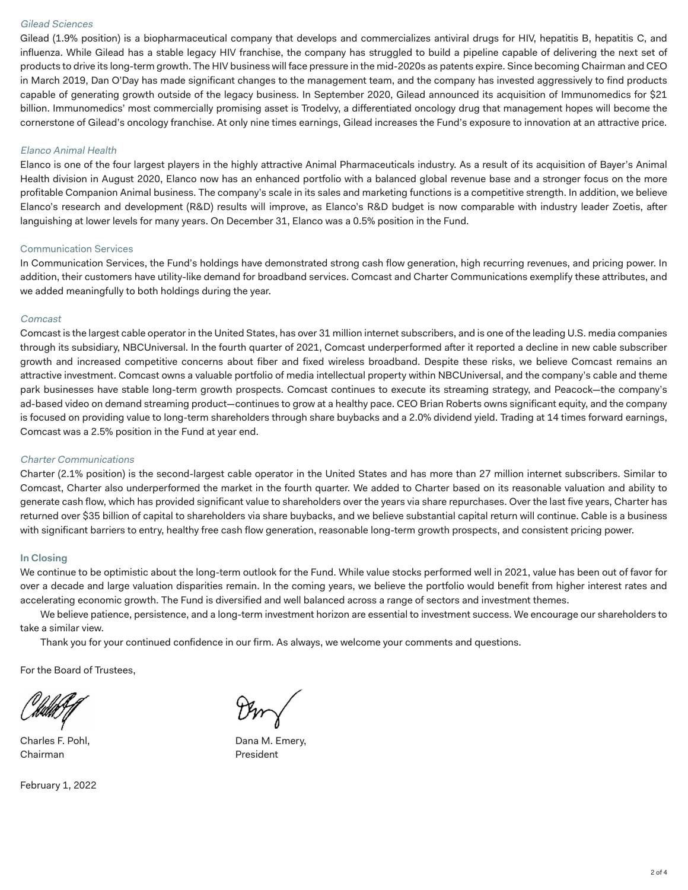*Gilead Sciences*

Gilead (1.9% position) is a biopharmaceutical company that develops and commercializes antiviral drugs for HIV, hepatitis B, hepatitis C, and influenza. While Gilead has a stable legacy HIV franchise, the company has struggled to build a pipeline capable of delivering the next set of products to drive its long-term growth. The HIV business will face pressure in the mid-2020s as patents expire. Since becoming Chairman and CEO in March 2019, Dan O'Day has made significant changes to the management team, and the company has invested aggressively to find products capable of generating growth outside of the legacy business. In September 2020, Gilead announced its acquisition of Immunomedics for $21 billion. Immunomedics' most commercially promising asset is Trodelvy, a differentiated oncology drug that management hopes will become the cornerstone of Gilead's oncology franchise. At only nine times earnings, Gilead increases the Fund's exposure to innovation at an attractive price.

*Elanco Animal Health*

Elanco is one of the four largest players in the highly attractive Animal Pharmaceuticals industry. As a result of its acquisition of Bayer's Animal Health division in August 2020, Elanco now has an enhanced portfolio with a balanced global revenue base and a stronger focus on the more profitable Companion Animal business. The company's scale in its sales and marketing functions is a competitive strength. In addition, we believe Elanco's research and development (R&D) results will improve, as Elanco's R&D budget is now comparable with industry leader Zoetis, after languishing at lower levels for many years. On December 31, Elanco was a 0.5% position in the Fund.

### Communication Services

In Communication Services, the Fund's holdings have demonstrated strong cash flow generation, high recurring revenues, and pricing power. In addition, their customers have utility-like demand for broadband services. Comcast and Charter Communications exemplify these attributes, and we added meaningfully to both holdings during the year.

*Comcast*

Comcast is the largest cable operator in the United States, has over 31 million internet subscribers, and is one of the leading U.S. media companies through its subsidiary, NBCUniversal. In the fourth quarter of 2021, Comcast underperformed after it reported a decline in new cable subscriber growth and increased competitive concerns about fiber and fixed wireless broadband. Despite these risks, we believe Comcast remains an attractive investment. Comcast owns a valuable portfolio of media intellectual property within NBCUniversal, and the company's cable and theme park businesses have stable long-term growth prospects. Comcast continues to execute its streaming strategy, and Peacock—the company's ad-based video on demand streaming product—continues to grow at a healthy pace. CEO Brian Roberts owns significant equity, and the company is focused on providing value to long-term shareholders through share buybacks and a 2.0% dividend yield. Trading at 14 times forward earnings, Comcast was a 2.5% position in the Fund at year end.

*Charter Communications*

Charter (2.1% position) is the second-largest cable operator in the United States and has more than 27 million internet subscribers. Similar to Comcast, Charter also underperformed the market in the fourth quarter. We added to Charter based on its reasonable valuation and ability to generate cash flow, which has provided significant value to shareholders over the years via share repurchases. Over the last five years, Charter has returned over $35 billion of capital to shareholders via share buybacks, and we believe substantial capital return will continue. Cable is a business with significant barriers to entry, healthy free cash flow generation, reasonable long-term growth prospects, and consistent pricing power.

### In Closing

We continue to be optimistic about the long-term outlook for the Fund. While value stocks performed well in 2021, value has been out of favor for over a decade and large valuation disparities remain. In the coming years, we believe the portfolio would benefit from higher interest rates and accelerating economic growth. The Fund is diversified and well balanced across a range of sectors and investment themes.

We believe patience, persistence, and a long-term investment horizon are essential to investment success. We encourage our shareholders to take a similar view.

Thank you for your continued confidence in our firm. As always, we welcome your comments and questions.

For the Board of Trustees,

Charles F. Pohl,
Chairman

Dana M. Emery,
President

February 1, 2022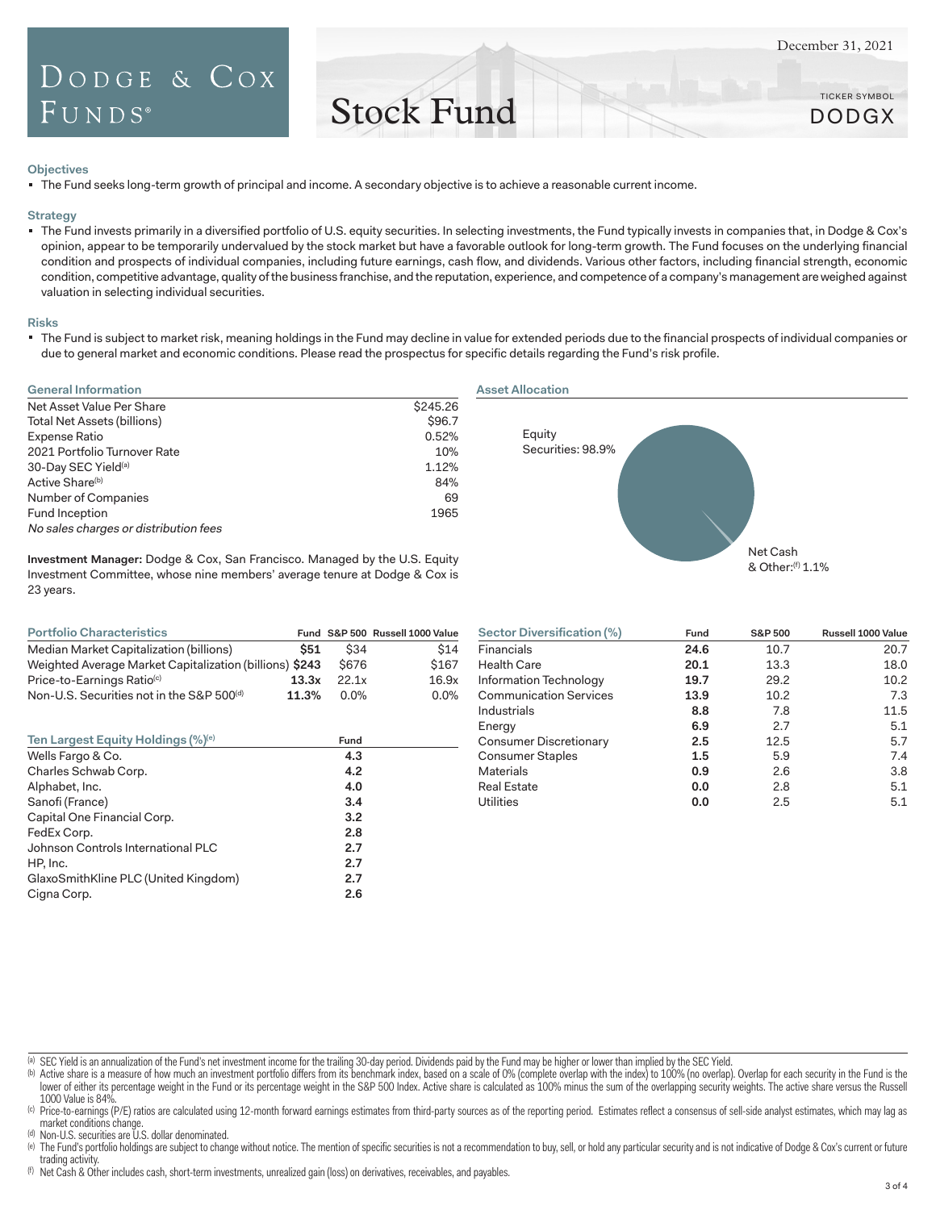# Dodge & Cox Funds®

## Stock Fund

December 31, 2021

TICKER SYMBOL
DODGX

### Objectives

- The Fund seeks long-term growth of principal and income. A secondary objective is to achieve a reasonable current income.

### Strategy

- The Fund invests primarily in a diversified portfolio of U.S. equity securities. In selecting investments, the Fund typically invests in companies that, in Dodge & Cox's opinion, appear to be temporarily undervalued by the stock market but have a favorable outlook for long-term growth. The Fund focuses on the underlying financial condition and prospects of individual companies, including future earnings, cash flow, and dividends. Various other factors, including financial strength, economic condition, competitive advantage, quality of the business franchise, and the reputation, experience, and competence of a company's management are weighed against valuation in selecting individual securities.

### Risks

- The Fund is subject to market risk, meaning holdings in the Fund may decline in value for extended periods due to the financial prospects of individual companies or due to general market and economic conditions. Please read the prospectus for specific details regarding the Fund's risk profile.

### General Information

| | |
|---|---|
| Net Asset Value Per Share | $245.26 |
| Total Net Assets (billions) | $96.7 |
| Expense Ratio | 0.52% |
| 2021 Portfolio Turnover Rate | 10% |
| 30-Day SEC Yield[a] | 1.12% |
| Active Share[b] | 84% |
| Number of Companies | 69 |
| Fund Inception | 1965 |

*No sales charges or distribution fees*

**Investment Manager:** Dodge & Cox, San Francisco. Managed by the U.S. Equity Investment Committee, whose nine members' average tenure at Dodge & Cox is 23 years.

### Asset Allocation

- Equity Securities: 98.9%
- Net Cash & Other:[f] 1.1%

### Portfolio Characteristics

| | Fund | S&P 500 | Russell 1000 Value |
|---|---|---|---|
| Median Market Capitalization (billions) | **$51** | $34 | $14 |
| Weighted Average Market Capitalization (billions) | **$243** | $676 | $167 |
| Price-to-Earnings Ratio[c] | **13.3x** | 22.1x | 16.9x |
| Non-U.S. Securities not in the S&P 500[d] | **11.3%** | 0.0% | 0.0% |

### Ten Largest Equity Holdings (%)[e]

| | Fund |
|---|---|
| Wells Fargo & Co. | **4.3** |
| Charles Schwab Corp. | **4.2** |
| Alphabet, Inc. | **4.0** |
| Sanofi (France) | **3.4** |
| Capital One Financial Corp. | **3.2** |
| FedEx Corp. | **2.8** |
| Johnson Controls International PLC | **2.7** |
| HP, Inc. | **2.7** |
| GlaxoSmithKline PLC (United Kingdom) | **2.7** |
| Cigna Corp. | **2.6** |

### Sector Diversification (%)

| | Fund | S&P 500 | Russell 1000 Value |
|---|---|---|---|
| Financials | **24.6** | 10.7 | 20.7 |
| Health Care | **20.1** | 13.3 | 18.0 |
| Information Technology | **19.7** | 29.2 | 10.2 |
| Communication Services | **13.9** | 10.2 | 7.3 |
| Industrials | **8.8** | 7.8 | 11.5 |
| Energy | **6.9** | 2.7 | 5.1 |
| Consumer Discretionary | **2.5** | 12.5 | 5.7 |
| Consumer Staples | **1.5** | 5.9 | 7.4 |
| Materials | **0.9** | 2.6 | 3.8 |
| Real Estate | **0.0** | 2.8 | 5.1 |
| Utilities | **0.0** | 2.5 | 5.1 |

---

[a] SEC Yield is an annualization of the Fund's net investment income for the trailing 30-day period. Dividends paid by the Fund may be higher or lower than implied by the SEC Yield.

[b] Active share is a measure of how much an investment portfolio differs from its benchmark index, based on a scale of 0% (complete overlap with the index) to 100% (no overlap). Overlap for each security in the Fund is the lower of either its percentage weight in the Fund or its percentage weight in the S&P 500 Index. Active share is calculated as 100% minus the sum of the overlapping security weights. The active share versus the Russell 1000 Value is 84%.

[c] Price-to-earnings (P/E) ratios are calculated using 12-month forward earnings estimates from third-party sources as of the reporting period. Estimates reflect a consensus of sell-side analyst estimates, which may lag as market conditions change.

[d] Non-U.S. securities are U.S. dollar denominated.

[e] The Fund's portfolio holdings are subject to change without notice. The mention of specific securities is not a recommendation to buy, sell, or hold any particular security and is not indicative of Dodge & Cox's current or future trading activity.

[f] Net Cash & Other includes cash, short-term investments, unrealized gain (loss) on derivatives, receivables, and payables.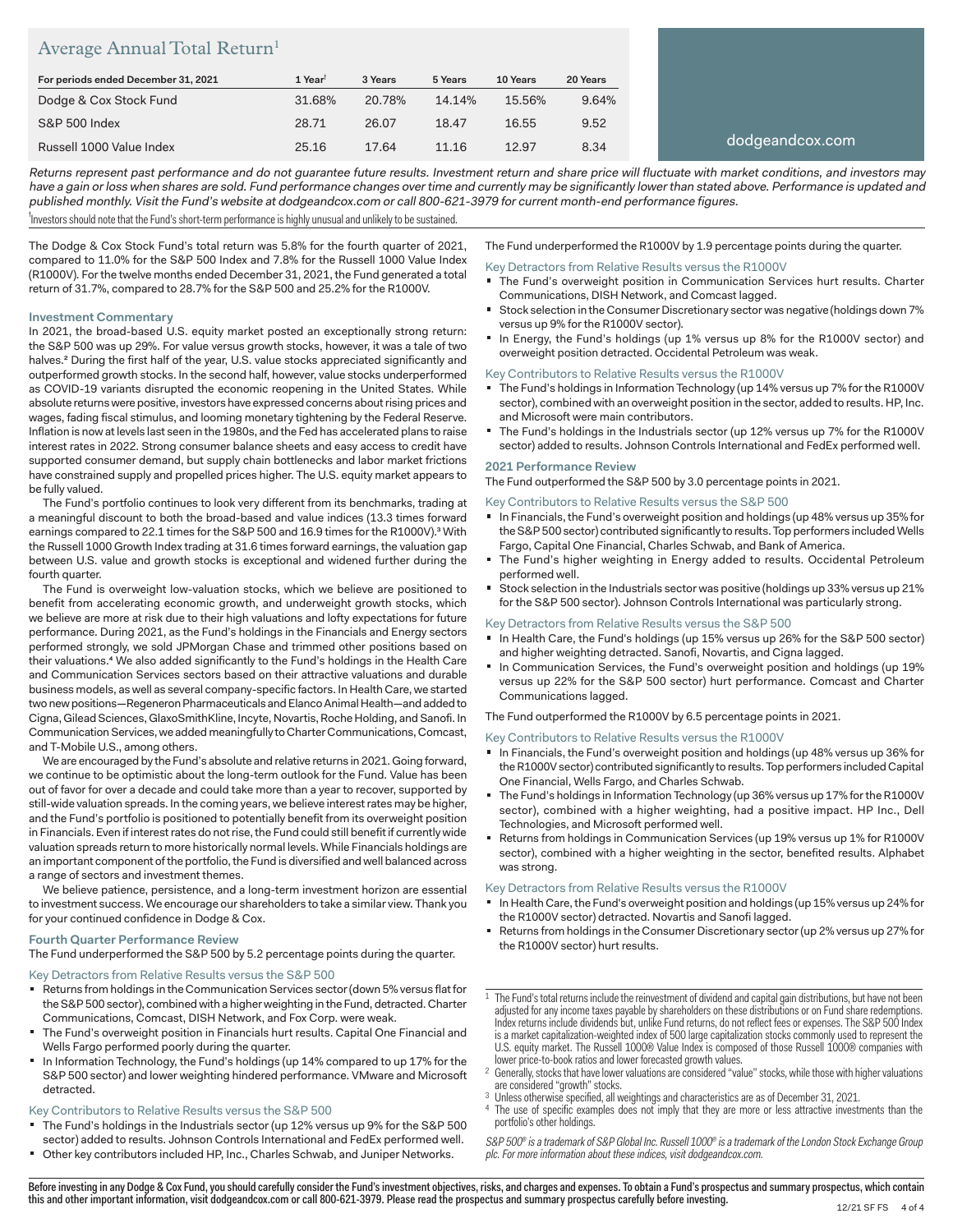## Average Annual Total Return[1]

| For periods ended December 31, 2021 | 1 Year[†] | 3 Years | 5 Years | 10 Years | 20 Years |
|---|---|---|---|---|---|
| Dodge & Cox Stock Fund | 31.68% | 20.78% | 14.14% | 15.56% | 9.64% |
| S&P 500 Index | 28.71 | 26.07 | 18.47 | 16.55 | 9.52 |
| Russell 1000 Value Index | 25.16 | 17.64 | 11.16 | 12.97 | 8.34 |

dodgeandcox.com

*Returns represent past performance and do not guarantee future results. Investment return and share price will fluctuate with market conditions, and investors may have a gain or loss when shares are sold. Fund performance changes over time and currently may be significantly lower than stated above. Performance is updated and published monthly. Visit the Fund's website at dodgeandcox.com or call 800-621-3979 for current month-end performance figures.*

[†]Investors should note that the Fund's short-term performance is highly unusual and unlikely to be sustained.

The Dodge & Cox Stock Fund's total return was 5.8% for the fourth quarter of 2021, compared to 11.0% for the S&P 500 Index and 7.8% for the Russell 1000 Value Index (R1000V). For the twelve months ended December 31, 2021, the Fund generated a total return of 31.7%, compared to 28.7% for the S&P 500 and 25.2% for the R1000V.

### Investment Commentary

In 2021, the broad-based U.S. equity market posted an exceptionally strong return: the S&P 500 was up 29%. For value versus growth stocks, however, it was a tale of two halves.[2] During the first half of the year, U.S. value stocks appreciated significantly and outperformed growth stocks. In the second half, however, value stocks underperformed as COVID-19 variants disrupted the economic reopening in the United States. While absolute returns were positive, investors have expressed concerns about rising prices and wages, fading fiscal stimulus, and looming monetary tightening by the Federal Reserve. Inflation is now at levels last seen in the 1980s, and the Fed has accelerated plans to raise interest rates in 2022. Strong consumer balance sheets and easy access to credit have supported consumer demand, but supply chain bottlenecks and labor market frictions have constrained supply and propelled prices higher. The U.S. equity market appears to be fully valued.

The Fund's portfolio continues to look very different from its benchmarks, trading at a meaningful discount to both the broad-based and value indices (13.3 times forward earnings compared to 22.1 times for the S&P 500 and 16.9 times for the R1000V).[3] With the Russell 1000 Growth Index trading at 31.6 times forward earnings, the valuation gap between U.S. value and growth stocks is exceptional and widened further during the fourth quarter.

The Fund is overweight low-valuation stocks, which we believe are positioned to benefit from accelerating economic growth, and underweight growth stocks, which we believe are more at risk due to their high valuations and lofty expectations for future performance. During 2021, as the Fund's holdings in the Financials and Energy sectors performed strongly, we sold JPMorgan Chase and trimmed other positions based on their valuations.[4] We also added significantly to the Fund's holdings in the Health Care and Communication Services sectors based on their attractive valuations and durable business models, as well as several company-specific factors. In Health Care, we started two new positions—Regeneron Pharmaceuticals and Elanco Animal Health—and added to Cigna, Gilead Sciences, GlaxoSmithKline, Incyte, Novartis, Roche Holding, and Sanofi. In Communication Services, we added meaningfully to Charter Communications, Comcast, and T-Mobile U.S., among others.

We are encouraged by the Fund's absolute and relative returns in 2021. Going forward, we continue to be optimistic about the long-term outlook for the Fund. Value has been out of favor for over a decade and could take more than a year to recover, supported by still-wide valuation spreads. In the coming years, we believe interest rates may be higher, and the Fund's portfolio is positioned to potentially benefit from its overweight position in Financials. Even if interest rates do not rise, the Fund could still benefit if currently wide valuation spreads return to more historically normal levels. While Financials holdings are an important component of the portfolio, the Fund is diversified and well balanced across a range of sectors and investment themes.

We believe patience, persistence, and a long-term investment horizon are essential to investment success. We encourage our shareholders to take a similar view. Thank you for your continued confidence in Dodge & Cox.

### Fourth Quarter Performance Review

The Fund underperformed the S&P 500 by 5.2 percentage points during the quarter.

#### Key Detractors from Relative Results versus the S&P 500

- Returns from holdings in the Communication Services sector (down 5% versus flat for the S&P 500 sector), combined with a higher weighting in the Fund, detracted. Charter Communications, Comcast, DISH Network, and Fox Corp. were weak.
- The Fund's overweight position in Financials hurt results. Capital One Financial and Wells Fargo performed poorly during the quarter.
- In Information Technology, the Fund's holdings (up 14% compared to up 17% for the S&P 500 sector) and lower weighting hindered performance. VMware and Microsoft detracted.

#### Key Contributors to Relative Results versus the S&P 500

- The Fund's holdings in the Industrials sector (up 12% versus up 9% for the S&P 500 sector) added to results. Johnson Controls International and FedEx performed well.
- Other key contributors included HP, Inc., Charles Schwab, and Juniper Networks.

The Fund underperformed the R1000V by 1.9 percentage points during the quarter.

#### Key Detractors from Relative Results versus the R1000V

- The Fund's overweight position in Communication Services hurt results. Charter Communications, DISH Network, and Comcast lagged.
- Stock selection in the Consumer Discretionary sector was negative (holdings down 7% versus up 9% for the R1000V sector).
- In Energy, the Fund's holdings (up 1% versus up 8% for the R1000V sector) and overweight position detracted. Occidental Petroleum was weak.

#### Key Contributors to Relative Results versus the R1000V

- The Fund's holdings in Information Technology (up 14% versus up 7% for the R1000V sector), combined with an overweight position in the sector, added to results. HP, Inc. and Microsoft were main contributors.
- The Fund's holdings in the Industrials sector (up 12% versus up 7% for the R1000V sector) added to results. Johnson Controls International and FedEx performed well.

### 2021 Performance Review

The Fund outperformed the S&P 500 by 3.0 percentage points in 2021.

#### Key Contributors to Relative Results versus the S&P 500

- In Financials, the Fund's overweight position and holdings (up 48% versus up 35% for the S&P 500 sector) contributed significantly to results. Top performers included Wells Fargo, Capital One Financial, Charles Schwab, and Bank of America.
- The Fund's higher weighting in Energy added to results. Occidental Petroleum performed well.
- Stock selection in the Industrials sector was positive (holdings up 33% versus up 21% for the S&P 500 sector). Johnson Controls International was particularly strong.

#### Key Detractors from Relative Results versus the S&P 500

- In Health Care, the Fund's holdings (up 15% versus up 26% for the S&P 500 sector) and higher weighting detracted. Sanofi, Novartis, and Cigna lagged.
- In Communication Services, the Fund's overweight position and holdings (up 19% versus up 22% for the S&P 500 sector) hurt performance. Comcast and Charter Communications lagged.

The Fund outperformed the R1000V by 6.5 percentage points in 2021.

#### Key Contributors to Relative Results versus the R1000V

- In Financials, the Fund's overweight position and holdings (up 48% versus up 36% for the R1000V sector) contributed significantly to results. Top performers included Capital One Financial, Wells Fargo, and Charles Schwab.
- The Fund's holdings in Information Technology (up 36% versus up 17% for the R1000V sector), combined with a higher weighting, had a positive impact. HP Inc., Dell Technologies, and Microsoft performed well.
- Returns from holdings in Communication Services (up 19% versus up 1% for R1000V sector), combined with a higher weighting in the sector, benefited results. Alphabet was strong.

#### Key Detractors from Relative Results versus the R1000V

- In Health Care, the Fund's overweight position and holdings (up 15% versus up 24% for the R1000V sector) detracted. Novartis and Sanofi lagged.
- Returns from holdings in the Consumer Discretionary sector (up 2% versus up 27% for the R1000V sector) hurt results.

---

[1] The Fund's total returns include the reinvestment of dividend and capital gain distributions, but have not been adjusted for any income taxes payable by shareholders on these distributions or on Fund share redemptions. Index returns include dividends but, unlike Fund returns, do not reflect fees or expenses. The S&P 500 Index is a market capitalization-weighted index of 500 large capitalization stocks commonly used to represent the U.S. equity market. The Russell 1000® Value Index is composed of those Russell 1000® companies with lower price-to-book ratios and lower forecasted growth values.

[2] Generally, stocks that have lower valuations are considered "value" stocks, while those with higher valuations are considered "growth" stocks.

[3] Unless otherwise specified, all weightings and characteristics are as of December 31, 2021.

[4] The use of specific examples does not imply that they are more or less attractive investments than the portfolio's other holdings.

*S&P 500® is a trademark of S&P Global Inc. Russell 1000® is a trademark of the London Stock Exchange Group plc. For more information about these indices, visit dodgeandcox.com.*

**Before investing in any Dodge & Cox Fund, you should carefully consider the Fund's investment objectives, risks, and charges and expenses. To obtain a Fund's prospectus and summary prospectus, which contain this and other important information, visit dodgeandcox.com or call 800-621-3979. Please read the prospectus and summary prospectus carefully before investing.**

12/21 SF FS